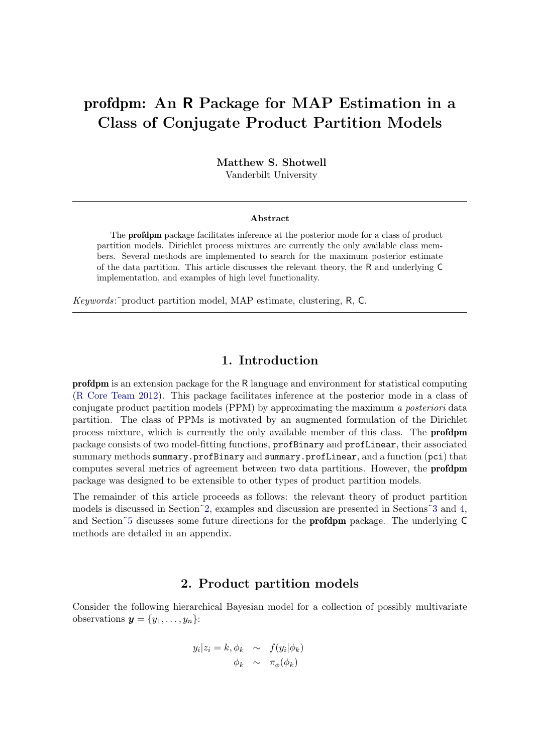# profdpm: An R Package for MAP Estimation in a Class of Conjugate Product Partition Models

**Matthew S. Shotwell**
Vanderbilt University

---

**Abstract**

The **profdpm** package facilitates inference at the posterior mode for a class of product partition models. Dirichlet process mixtures are currently the only available class members. Several methods are implemented to search for the maximum posterior estimate of the data partition. This article discusses the relevant theory, the R and underlying C implementation, and examples of high level functionality.

*Keywords*:~product partition model, MAP estimate, clustering, R, C.

---

## 1. Introduction

**profdpm** is an extension package for the R language and environment for statistical computing (R Core Team 2012). This package facilitates inference at the posterior mode in a class of conjugate product partition models (PPM) by approximating the maximum *a posteriori* data partition. The class of PPMs is motivated by an augmented formulation of the Dirichlet process mixture, which is currently the only available member of this class. The **profdpm** package consists of two model-fitting functions, `profBinary` and `profLinear`, their associated summary methods `summary.profBinary` and `summary.profLinear`, and a function (`pci`) that computes several metrics of agreement between two data partitions. However, the **profdpm** package was designed to be extensible to other types of product partition models.

The remainder of this article proceeds as follows: the relevant theory of product partition models is discussed in Section~2, examples and discussion are presented in Sections~3 and 4, and Section~5 discusses some future directions for the **profdpm** package. The underlying C methods are detailed in an appendix.

## 2. Product partition models

Consider the following hierarchical Bayesian model for a collection of possibly multivariate observations $\boldsymbol{y} = \{y_1, \ldots, y_n\}$:

$$
\begin{aligned}
y_i | z_i = k, \phi_k &\sim f(y_i|\phi_k) \\
\phi_k &\sim \pi_\phi(\phi_k)
\end{aligned}
$$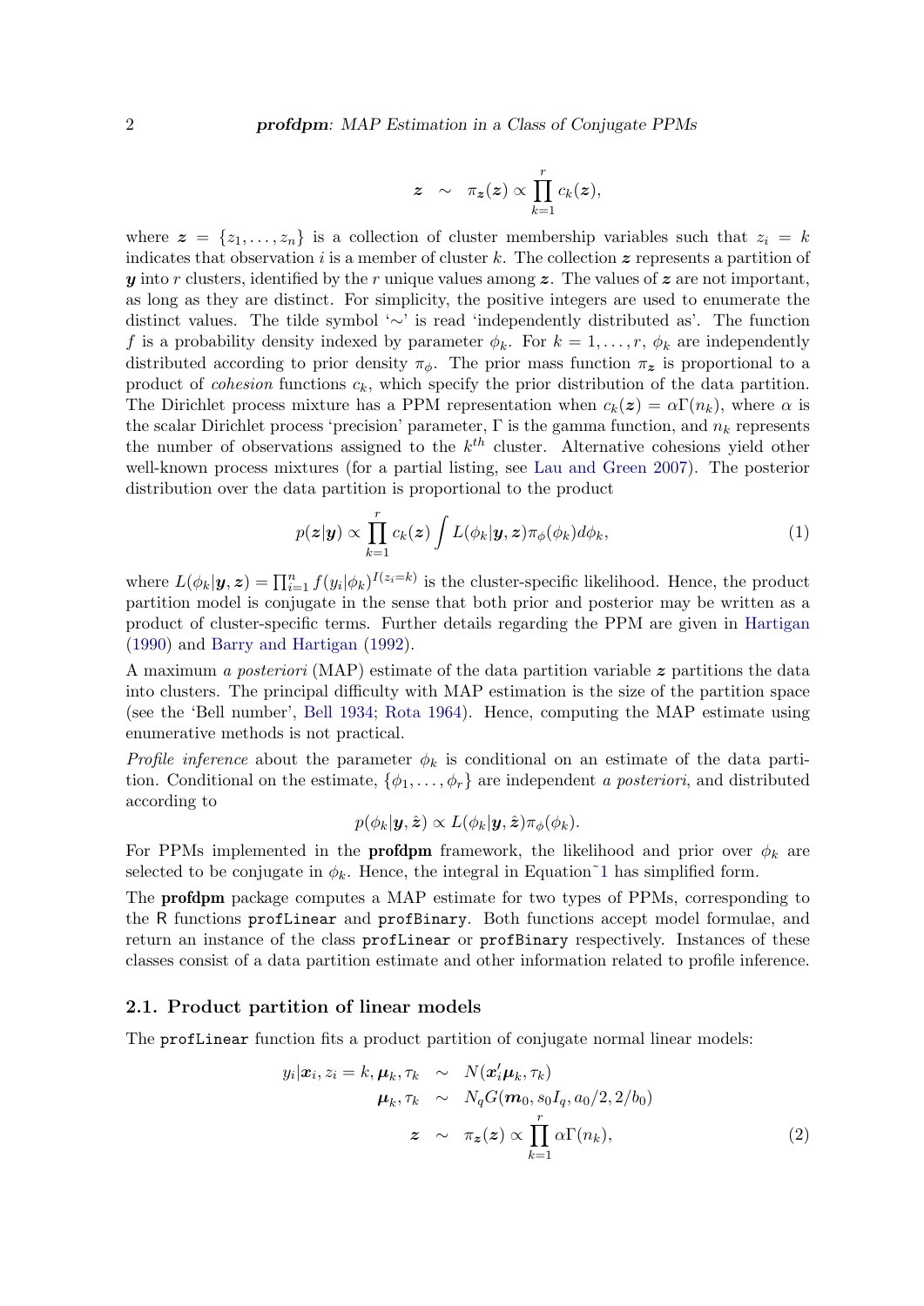$$\boldsymbol{z} \quad \sim \quad \pi_{\boldsymbol{z}}(\boldsymbol{z}) \propto \prod_{k=1}^{r} c_k(\boldsymbol{z}),$$

where $\boldsymbol{z} = \{z_1, \ldots, z_n\}$ is a collection of cluster membership variables such that $z_i = k$ indicates that observation $i$ is a member of cluster $k$. The collection $\boldsymbol{z}$ represents a partition of $\boldsymbol{y}$ into $r$ clusters, identified by the $r$ unique values among $\boldsymbol{z}$. The values of $\boldsymbol{z}$ are not important, as long as they are distinct. For simplicity, the positive integers are used to enumerate the distinct values. The tilde symbol '$\sim$' is read 'independently distributed as'. The function $f$ is a probability density indexed by parameter $\phi_k$. For $k = 1, \ldots, r$, $\phi_k$ are independently distributed according to prior density $\pi_\phi$. The prior mass function $\pi_{\boldsymbol{z}}$ is proportional to a product of *cohesion* functions $c_k$, which specify the prior distribution of the data partition. The Dirichlet process mixture has a PPM representation when $c_k(\boldsymbol{z}) = \alpha\Gamma(n_k)$, where $\alpha$ is the scalar Dirichlet process 'precision' parameter, $\Gamma$ is the gamma function, and $n_k$ represents the number of observations assigned to the $k^{th}$ cluster. Alternative cohesions yield other well-known process mixtures (for a partial listing, see Lau and Green 2007). The posterior distribution over the data partition is proportional to the product

$$p(\boldsymbol{z}|\boldsymbol{y}) \propto \prod_{k=1}^{r} c_k(\boldsymbol{z}) \int L(\phi_k|\boldsymbol{y}, \boldsymbol{z})\pi_\phi(\phi_k)d\phi_k, \tag{1}$$

where $L(\phi_k|\boldsymbol{y}, \boldsymbol{z}) = \prod_{i=1}^{n} f(y_i|\phi_k)^{I(z_i=k)}$ is the cluster-specific likelihood. Hence, the product partition model is conjugate in the sense that both prior and posterior may be written as a product of cluster-specific terms. Further details regarding the PPM are given in Hartigan (1990) and Barry and Hartigan (1992).

A maximum *a posteriori* (MAP) estimate of the data partition variable $\boldsymbol{z}$ partitions the data into clusters. The principal difficulty with MAP estimation is the size of the partition space (see the 'Bell number', Bell 1934; Rota 1964). Hence, computing the MAP estimate using enumerative methods is not practical.

*Profile inference* about the parameter $\phi_k$ is conditional on an estimate of the data partition. Conditional on the estimate, $\{\phi_1, \ldots, \phi_r\}$ are independent *a posteriori*, and distributed according to

$$p(\phi_k|\boldsymbol{y}, \hat{\boldsymbol{z}}) \propto L(\phi_k|\boldsymbol{y}, \hat{\boldsymbol{z}})\pi_\phi(\phi_k).$$

For PPMs implemented in the **profdpm** framework, the likelihood and prior over $\phi_k$ are selected to be conjugate in $\phi_k$. Hence, the integral in Equation~1 has simplified form.

The **profdpm** package computes a MAP estimate for two types of PPMs, corresponding to the R functions `profLinear` and `profBinary`. Both functions accept model formulae, and return an instance of the class `profLinear` or `profBinary` respectively. Instances of these classes consist of a data partition estimate and other information related to profile inference.

### 2.1. Product partition of linear models

The `profLinear` function fits a product partition of conjugate normal linear models:

$$\begin{aligned}
y_i|\boldsymbol{x}_i, z_i = k, \boldsymbol{\mu}_k, \tau_k \quad &\sim \quad N(\boldsymbol{x}_i'\boldsymbol{\mu}_k, \tau_k) \\
\boldsymbol{\mu}_k, \tau_k \quad &\sim \quad N_qG(\boldsymbol{m}_0, s_0I_q, a_0/2, 2/b_0) \\
\boldsymbol{z} \quad &\sim \quad \pi_{\boldsymbol{z}}(\boldsymbol{z}) \propto \prod_{k=1}^{r} \alpha\Gamma(n_k),
\end{aligned} \tag{2}$$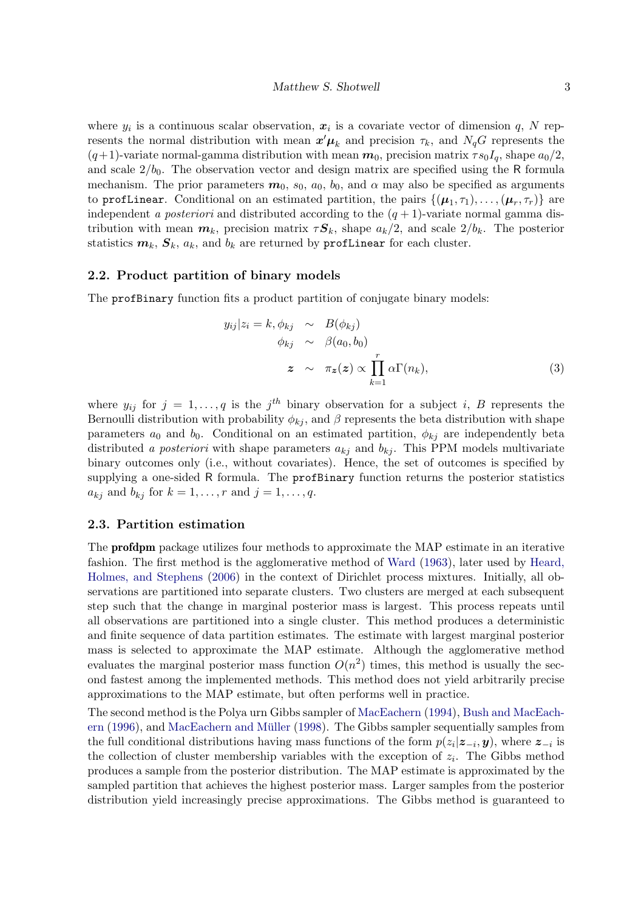where $y_i$ is a continuous scalar observation, $\boldsymbol{x}_i$ is a covariate vector of dimension $q$, $N$ represents the normal distribution with mean $\boldsymbol{x}'\boldsymbol{\mu}_k$ and precision $\tau_k$, and $N_qG$ represents the $(q+1)$-variate normal-gamma distribution with mean $\boldsymbol{m}_0$, precision matrix $\tau s_0 I_q$, shape $a_0/2$, and scale $2/b_0$. The observation vector and design matrix are specified using the R formula mechanism. The prior parameters $\boldsymbol{m}_0$, $s_0$, $a_0$, $b_0$, and $\alpha$ may also be specified as arguments to `profLinear`. Conditional on an estimated partition, the pairs $\{(\boldsymbol{\mu}_1, \tau_1), \ldots, (\boldsymbol{\mu}_r, \tau_r)\}$ are independent *a posteriori* and distributed according to the $(q+1)$-variate normal gamma distribution with mean $\boldsymbol{m}_k$, precision matrix $\tau \boldsymbol{S}_k$, shape $a_k/2$, and scale $2/b_k$. The posterior statistics $\boldsymbol{m}_k$, $\boldsymbol{S}_k$, $a_k$, and $b_k$ are returned by `profLinear` for each cluster.

### 2.2. Product partition of binary models

The `profBinary` function fits a product partition of conjugate binary models:

$$
\begin{aligned}
y_{ij} | z_i = k, \phi_{kj} &\sim B(\phi_{kj}) \\
\phi_{kj} &\sim \beta(a_0, b_0) \\
\boldsymbol{z} &\sim \pi_{\boldsymbol{z}}(\boldsymbol{z}) \propto \prod_{k=1}^{r} \alpha \Gamma(n_k),
\end{aligned}
\tag{3}
$$

where $y_{ij}$ for $j = 1, \ldots, q$ is the $j^{th}$ binary observation for a subject $i$, $B$ represents the Bernoulli distribution with probability $\phi_{kj}$, and $\beta$ represents the beta distribution with shape parameters $a_0$ and $b_0$. Conditional on an estimated partition, $\phi_{kj}$ are independently beta distributed *a posteriori* with shape parameters $a_{kj}$ and $b_{kj}$. This PPM models multivariate binary outcomes only (i.e., without covariates). Hence, the set of outcomes is specified by supplying a one-sided R formula. The `profBinary` function returns the posterior statistics $a_{kj}$ and $b_{kj}$ for $k = 1, \ldots, r$ and $j = 1, \ldots, q$.

### 2.3. Partition estimation

The **profdpm** package utilizes four methods to approximate the MAP estimate in an iterative fashion. The first method is the agglomerative method of Ward (1963), later used by Heard, Holmes, and Stephens (2006) in the context of Dirichlet process mixtures. Initially, all observations are partitioned into separate clusters. Two clusters are merged at each subsequent step such that the change in marginal posterior mass is largest. This process repeats until all observations are partitioned into a single cluster. This method produces a deterministic and finite sequence of data partition estimates. The estimate with largest marginal posterior mass is selected to approximate the MAP estimate. Although the agglomerative method evaluates the marginal posterior mass function $O(n^2)$ times, this method is usually the second fastest among the implemented methods. This method does not yield arbitrarily precise approximations to the MAP estimate, but often performs well in practice.

The second method is the Polya urn Gibbs sampler of MacEachern (1994), Bush and MacEachern (1996), and MacEachern and Müller (1998). The Gibbs sampler sequentially samples from the full conditional distributions having mass functions of the form $p(z_i | \boldsymbol{z}_{-i}, \boldsymbol{y})$, where $\boldsymbol{z}_{-i}$ is the collection of cluster membership variables with the exception of $z_i$. The Gibbs method produces a sample from the posterior distribution. The MAP estimate is approximated by the sampled partition that achieves the highest posterior mass. Larger samples from the posterior distribution yield increasingly precise approximations. The Gibbs method is guaranteed to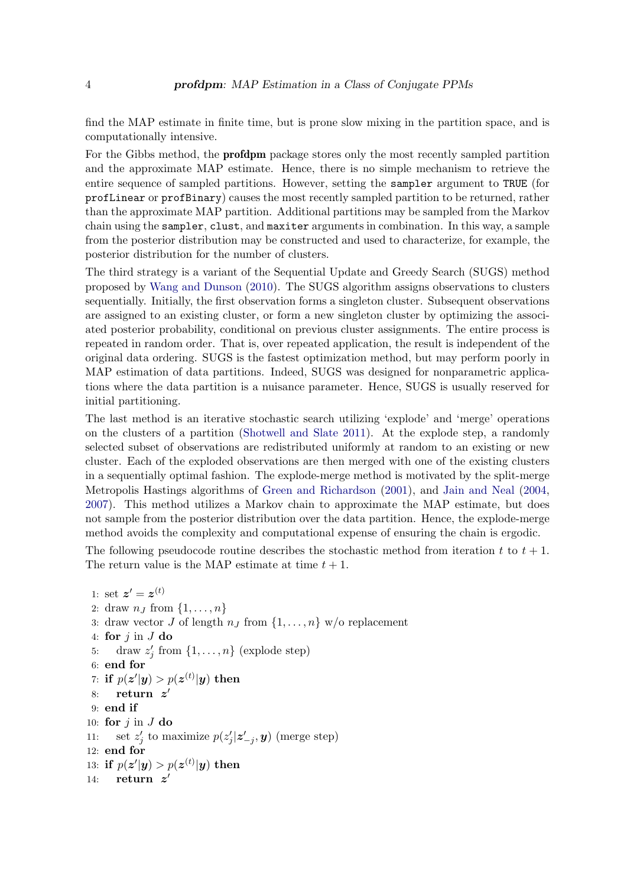find the MAP estimate in finite time, but is prone slow mixing in the partition space, and is computationally intensive.

For the Gibbs method, the **profdpm** package stores only the most recently sampled partition and the approximate MAP estimate. Hence, there is no simple mechanism to retrieve the entire sequence of sampled partitions. However, setting the `sampler` argument to `TRUE` (for `profLinear` or `profBinary`) causes the most recently sampled partition to be returned, rather than the approximate MAP partition. Additional partitions may be sampled from the Markov chain using the `sampler`, `clust`, and `maxiter` arguments in combination. In this way, a sample from the posterior distribution may be constructed and used to characterize, for example, the posterior distribution for the number of clusters.

The third strategy is a variant of the Sequential Update and Greedy Search (SUGS) method proposed by Wang and Dunson (2010). The SUGS algorithm assigns observations to clusters sequentially. Initially, the first observation forms a singleton cluster. Subsequent observations are assigned to an existing cluster, or form a new singleton cluster by optimizing the associated posterior probability, conditional on previous cluster assignments. The entire process is repeated in random order. That is, over repeated application, the result is independent of the original data ordering. SUGS is the fastest optimization method, but may perform poorly in MAP estimation of data partitions. Indeed, SUGS was designed for nonparametric applications where the data partition is a nuisance parameter. Hence, SUGS is usually reserved for initial partitioning.

The last method is an iterative stochastic search utilizing 'explode' and 'merge' operations on the clusters of a partition (Shotwell and Slate 2011). At the explode step, a randomly selected subset of observations are redistributed uniformly at random to an existing or new cluster. Each of the exploded observations are then merged with one of the existing clusters in a sequentially optimal fashion. The explode-merge method is motivated by the split-merge Metropolis Hastings algorithms of Green and Richardson (2001), and Jain and Neal (2004, 2007). This method utilizes a Markov chain to approximate the MAP estimate, but does not sample from the posterior distribution over the data partition. Hence, the explode-merge method avoids the complexity and computational expense of ensuring the chain is ergodic.

The following pseudocode routine describes the stochastic method from iteration $t$ to $t+1$. The return value is the MAP estimate at time $t+1$.

1: set $\boldsymbol{z}' = \boldsymbol{z}^{(t)}$
2: draw $n_J$ from $\{1, \ldots, n\}$
3: draw vector $J$ of length $n_J$ from $\{1, \ldots, n\}$ w/o replacement
4: **for** $j$ in $J$ **do**
5: &nbsp;&nbsp;&nbsp;&nbsp;draw $z'_j$ from $\{1, \ldots, n\}$ (explode step)
6: **end for**
7: **if** $p(\boldsymbol{z}'|\boldsymbol{y}) > p(\boldsymbol{z}^{(t)}|\boldsymbol{y})$ **then**
8: &nbsp;&nbsp;&nbsp;&nbsp;**return** $\boldsymbol{z}'$
9: **end if**
10: **for** $j$ in $J$ **do**
11: &nbsp;&nbsp;&nbsp;&nbsp;set $z'_j$ to maximize $p(z'_j|\boldsymbol{z}'_{-j}, \boldsymbol{y})$ (merge step)
12: **end for**
13: **if** $p(\boldsymbol{z}'|\boldsymbol{y}) > p(\boldsymbol{z}^{(t)}|\boldsymbol{y})$ **then**
14: &nbsp;&nbsp;&nbsp;&nbsp;**return** $\boldsymbol{z}'$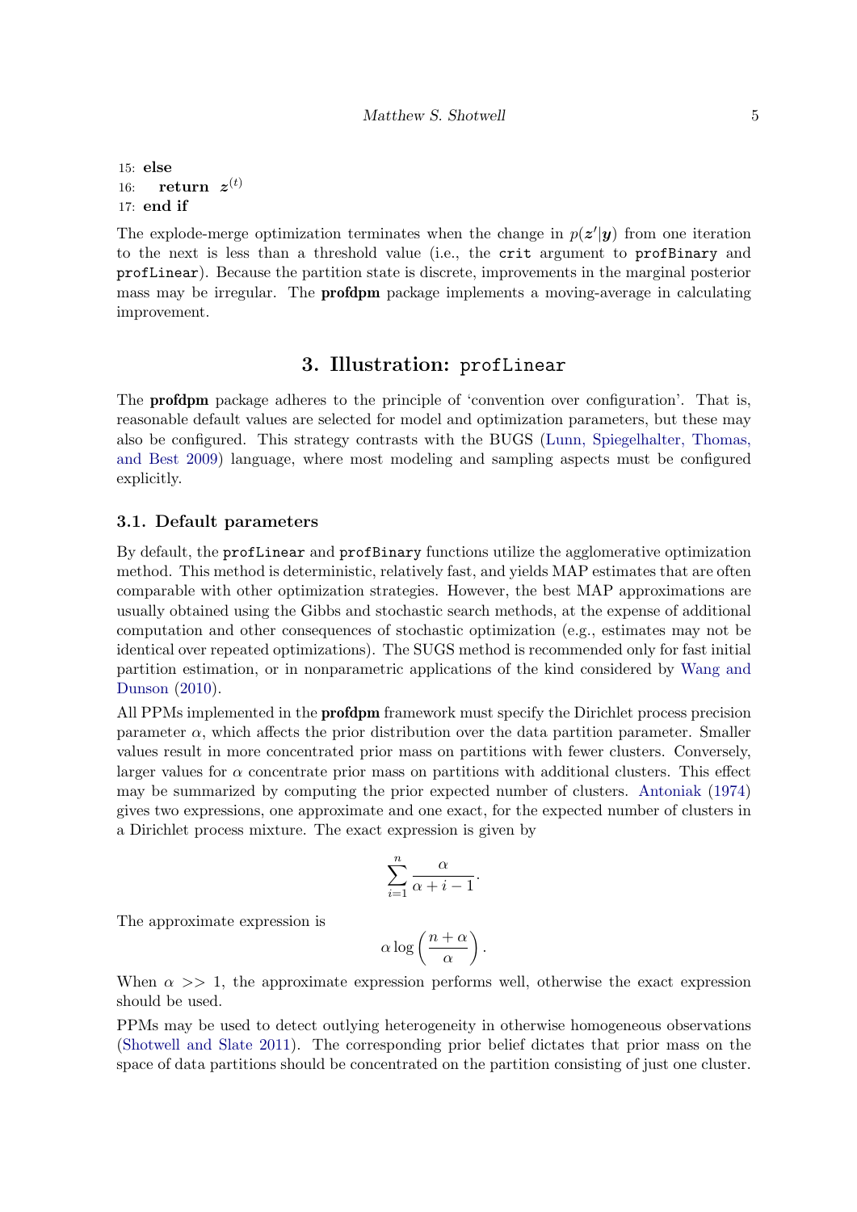15: **else**

16: **return** $\boldsymbol{z}^{(t)}$

17: **end if**

The explode-merge optimization terminates when the change in $p(\boldsymbol{z}'|\boldsymbol{y})$ from one iteration to the next is less than a threshold value (i.e., the `crit` argument to `profBinary` and `profLinear`). Because the partition state is discrete, improvements in the marginal posterior mass may be irregular. The **profdpm** package implements a moving-average in calculating improvement.

## 3. Illustration: `profLinear`

The **profdpm** package adheres to the principle of 'convention over configuration'. That is, reasonable default values are selected for model and optimization parameters, but these may also be configured. This strategy contrasts with the BUGS (Lunn, Spiegelhalter, Thomas, and Best 2009) language, where most modeling and sampling aspects must be configured explicitly.

### 3.1. Default parameters

By default, the `profLinear` and `profBinary` functions utilize the agglomerative optimization method. This method is deterministic, relatively fast, and yields MAP estimates that are often comparable with other optimization strategies. However, the best MAP approximations are usually obtained using the Gibbs and stochastic search methods, at the expense of additional computation and other consequences of stochastic optimization (e.g., estimates may not be identical over repeated optimizations). The SUGS method is recommended only for fast initial partition estimation, or in nonparametric applications of the kind considered by Wang and Dunson (2010).

All PPMs implemented in the **profdpm** framework must specify the Dirichlet process precision parameter $\alpha$, which affects the prior distribution over the data partition parameter. Smaller values result in more concentrated prior mass on partitions with fewer clusters. Conversely, larger values for $\alpha$ concentrate prior mass on partitions with additional clusters. This effect may be summarized by computing the prior expected number of clusters. Antoniak (1974) gives two expressions, one approximate and one exact, for the expected number of clusters in a Dirichlet process mixture. The exact expression is given by

$$\sum_{i=1}^{n} \frac{\alpha}{\alpha + i - 1}.$$

The approximate expression is

$$\alpha \log\left(\frac{n+\alpha}{\alpha}\right).$$

When $\alpha >> 1$, the approximate expression performs well, otherwise the exact expression should be used.

PPMs may be used to detect outlying heterogeneity in otherwise homogeneous observations (Shotwell and Slate 2011). The corresponding prior belief dictates that prior mass on the space of data partitions should be concentrated on the partition consisting of just one cluster.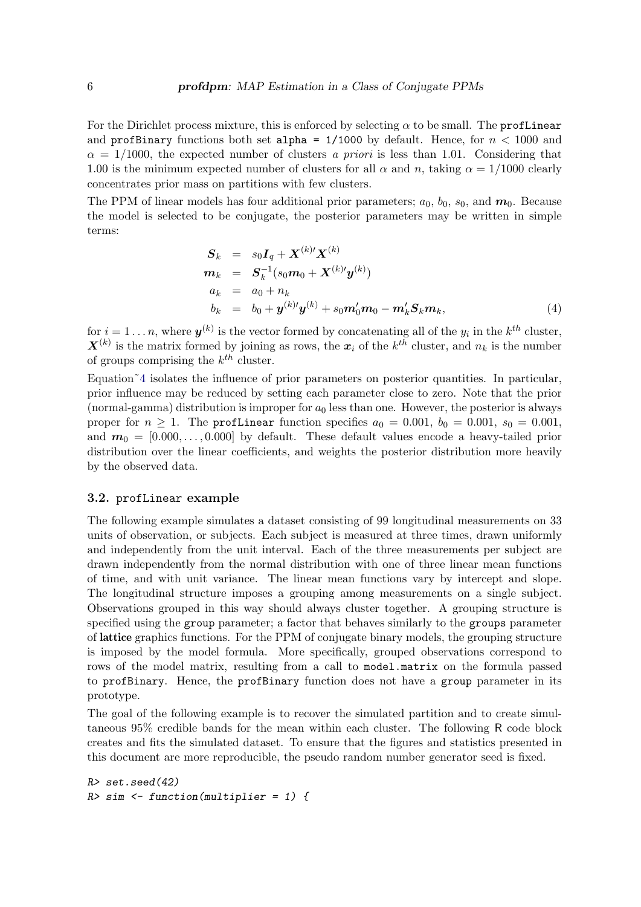For the Dirichlet process mixture, this is enforced by selecting $\alpha$ to be small. The `profLinear` and `profBinary` functions both set `alpha = 1/1000` by default. Hence, for $n < 1000$ and $\alpha = 1/1000$, the expected number of clusters *a priori* is less than 1.01. Considering that 1.00 is the minimum expected number of clusters for all $\alpha$ and $n$, taking $\alpha = 1/1000$ clearly concentrates prior mass on partitions with few clusters.

The PPM of linear models has four additional prior parameters; $a_0$, $b_0$, $s_0$, and $\boldsymbol{m}_0$. Because the model is selected to be conjugate, the posterior parameters may be written in simple terms:

$$
\begin{aligned}
\boldsymbol{S}_k &= s_0 \boldsymbol{I}_q + \boldsymbol{X}^{(k)\prime} \boldsymbol{X}^{(k)} \\
\boldsymbol{m}_k &= \boldsymbol{S}_k^{-1}(s_0 \boldsymbol{m}_0 + \boldsymbol{X}^{(k)\prime} \boldsymbol{y}^{(k)}) \\
a_k &= a_0 + n_k \\
b_k &= b_0 + \boldsymbol{y}^{(k)\prime} \boldsymbol{y}^{(k)} + s_0 \boldsymbol{m}_0' \boldsymbol{m}_0 - \boldsymbol{m}_k' \boldsymbol{S}_k \boldsymbol{m}_k,
\end{aligned}
\tag{4}
$$

for $i = 1 \dots n$, where $\boldsymbol{y}^{(k)}$ is the vector formed by concatenating all of the $y_i$ in the $k^{th}$ cluster, $\boldsymbol{X}^{(k)}$ is the matrix formed by joining as rows, the $\boldsymbol{x}_i$ of the $k^{th}$ cluster, and $n_k$ is the number of groups comprising the $k^{th}$ cluster.

Equation˜4 isolates the influence of prior parameters on posterior quantities. In particular, prior influence may be reduced by setting each parameter close to zero. Note that the prior (normal-gamma) distribution is improper for $a_0$ less than one. However, the posterior is always proper for $n \geq 1$. The `profLinear` function specifies $a_0 = 0.001$, $b_0 = 0.001$, $s_0 = 0.001$, and $\boldsymbol{m}_0 = [0.000, \dots, 0.000]$ by default. These default values encode a heavy-tailed prior distribution over the linear coefficients, and weights the posterior distribution more heavily by the observed data.

### 3.2. `profLinear` example

The following example simulates a dataset consisting of 99 longitudinal measurements on 33 units of observation, or subjects. Each subject is measured at three times, drawn uniformly and independently from the unit interval. Each of the three measurements per subject are drawn independently from the normal distribution with one of three linear mean functions of time, and with unit variance. The linear mean functions vary by intercept and slope. The longitudinal structure imposes a grouping among measurements on a single subject. Observations grouped in this way should always cluster together. A grouping structure is specified using the `group` parameter; a factor that behaves similarly to the `groups` parameter of **lattice** graphics functions. For the PPM of conjugate binary models, the grouping structure is imposed by the model formula. More specifically, grouped observations correspond to rows of the model matrix, resulting from a call to `model.matrix` on the formula passed to `profBinary`. Hence, the `profBinary` function does not have a `group` parameter in its prototype.

The goal of the following example is to recover the simulated partition and to create simultaneous 95% credible bands for the mean within each cluster. The following R code block creates and fits the simulated dataset. To ensure that the figures and statistics presented in this document are more reproducible, the pseudo random number generator seed is fixed.

```
R> set.seed(42)
R> sim <- function(multiplier = 1) {
```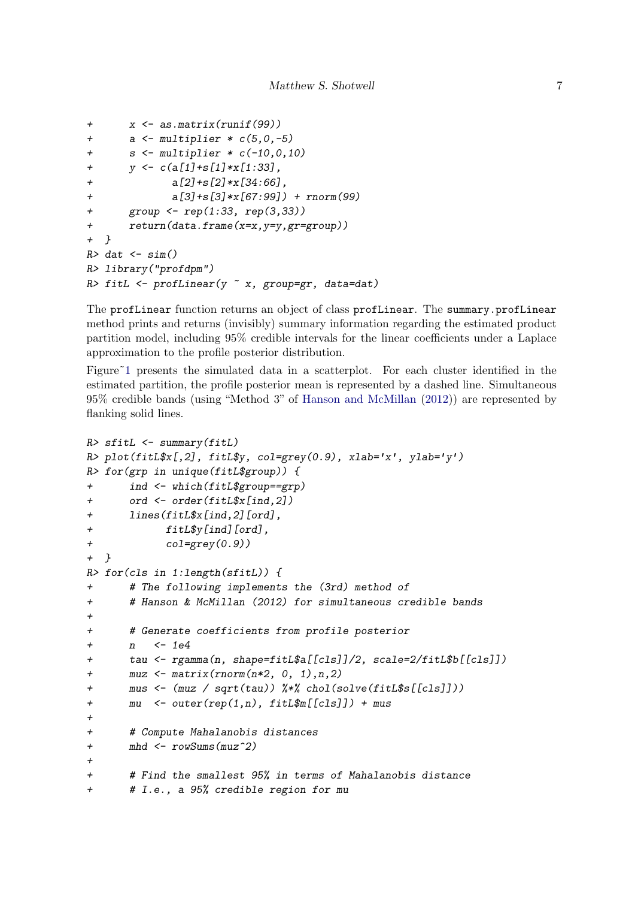```
+     x <- as.matrix(runif(99))
+     a <- multiplier * c(5,0,-5)
+     s <- multiplier * c(-10,0,10)
+     y <- c(a[1]+s[1]*x[1:33],
+            a[2]+s[2]*x[34:66],
+            a[3]+s[3]*x[67:99]) + rnorm(99)
+     group <- rep(1:33, rep(3,33))
+     return(data.frame(x=x,y=y,gr=group))
+ }
R> dat <- sim()
R> library("profdpm")
R> fitL <- profLinear(y ~ x, group=gr, data=dat)
```

The profLinear function returns an object of class profLinear. The summary.profLinear method prints and returns (invisibly) summary information regarding the estimated product partition model, including 95% credible intervals for the linear coefficients under a Laplace approximation to the profile posterior distribution.

Figure~1 presents the simulated data in a scatterplot. For each cluster identified in the estimated partition, the profile posterior mean is represented by a dashed line. Simultaneous 95% credible bands (using "Method 3" of Hanson and McMillan (2012)) are represented by flanking solid lines.

```
R> sfitL <- summary(fitL)
R> plot(fitL$x[,2], fitL$y, col=grey(0.9), xlab='x', ylab='y')
R> for(grp in unique(fitL$group)) {
+     ind <- which(fitL$group==grp)
+     ord <- order(fitL$x[ind,2])
+     lines(fitL$x[ind,2][ord],
+           fitL$y[ind][ord],
+           col=grey(0.9))
+ }
R> for(cls in 1:length(sfitL)) {
+     # The following implements the (3rd) method of
+     # Hanson & McMillan (2012) for simultaneous credible bands
+
+     # Generate coefficients from profile posterior
+     n   <- 1e4
+     tau <- rgamma(n, shape=fitL$a[[cls]]/2, scale=2/fitL$b[[cls]])
+     muz <- matrix(rnorm(n*2, 0, 1),n,2)
+     mus <- (muz / sqrt(tau)) %*% chol(solve(fitL$s[[cls]]))
+     mu  <- outer(rep(1,n), fitL$m[[cls]]) + mus
+
+     # Compute Mahalanobis distances
+     mhd <- rowSums(muz^2)
+
+     # Find the smallest 95% in terms of Mahalanobis distance
+     # I.e., a 95% credible region for mu
```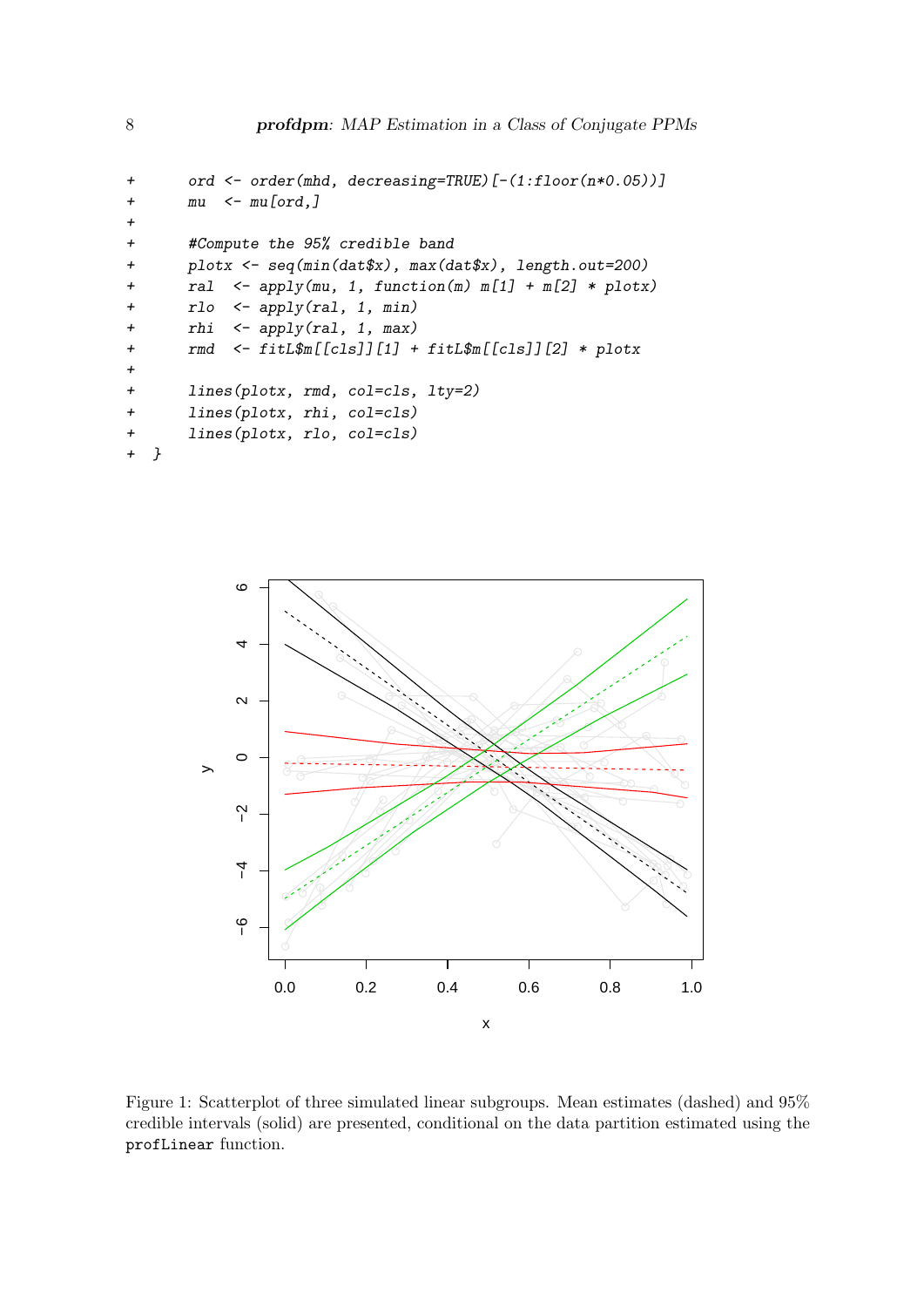```
+       ord <- order(mhd, decreasing=TRUE)[-(1:floor(n*0.05))]
+       mu  <- mu[ord,]
+
+       #Compute the 95% credible band
+       plotx <- seq(min(dat$x), max(dat$x), length.out=200)
+       ral  <- apply(mu, 1, function(m) m[1] + m[2] * plotx)
+       rlo  <- apply(ral, 1, min)
+       rhi  <- apply(ral, 1, max)
+       rmd  <- fitL$m[[cls]][1] + fitL$m[[cls]][2] * plotx
+
+       lines(plotx, rmd, col=cls, lty=2)
+       lines(plotx, rhi, col=cls)
+       lines(plotx, rlo, col=cls)
+   }
```

Figure 1: Scatterplot of three simulated linear subgroups. Mean estimates (dashed) and 95% credible intervals (solid) are presented, conditional on the data partition estimated using the `profLinear` function.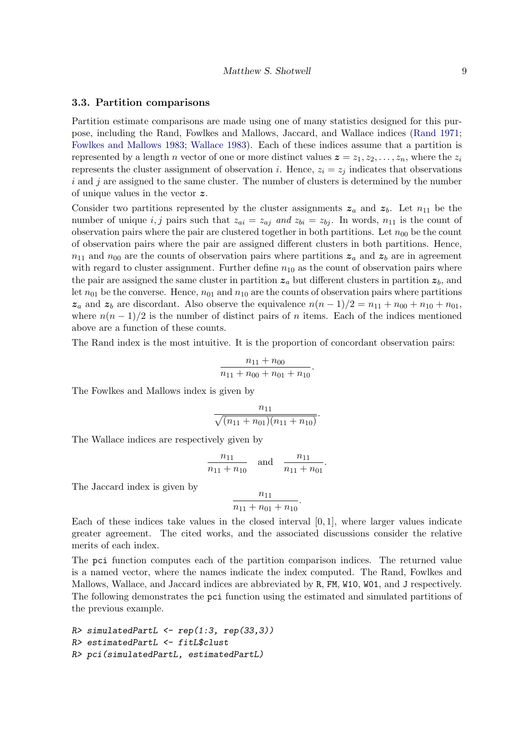### 3.3. Partition comparisons

Partition estimate comparisons are made using one of many statistics designed for this purpose, including the Rand, Fowlkes and Mallows, Jaccard, and Wallace indices (Rand 1971; Fowlkes and Mallows 1983; Wallace 1983). Each of these indices assume that a partition is represented by a length $n$ vector of one or more distinct values $\boldsymbol{z} = z_1, z_2, \ldots, z_n$, where the $z_i$ represents the cluster assignment of observation $i$. Hence, $z_i = z_j$ indicates that observations $i$ and $j$ are assigned to the same cluster. The number of clusters is determined by the number of unique values in the vector $\boldsymbol{z}$.

Consider two partitions represented by the cluster assignments $\boldsymbol{z}_a$ and $\boldsymbol{z}_b$. Let $n_{11}$ be the number of unique $i, j$ pairs such that $z_{ai} = z_{aj}$ *and* $z_{bi} = z_{bj}$. In words, $n_{11}$ is the count of observation pairs where the pair are clustered together in both partitions. Let $n_{00}$ be the count of observation pairs where the pair are assigned different clusters in both partitions. Hence, $n_{11}$ and $n_{00}$ are the counts of observation pairs where partitions $\boldsymbol{z}_a$ and $\boldsymbol{z}_b$ are in agreement with regard to cluster assignment. Further define $n_{10}$ as the count of observation pairs where the pair are assigned the same cluster in partition $\boldsymbol{z}_a$ but different clusters in partition $\boldsymbol{z}_b$, and let $n_{01}$ be the converse. Hence, $n_{01}$ and $n_{10}$ are the counts of observation pairs where partitions $\boldsymbol{z}_a$ and $\boldsymbol{z}_b$ are discordant. Also observe the equivalence $n(n-1)/2 = n_{11} + n_{00} + n_{10} + n_{01}$, where $n(n-1)/2$ is the number of distinct pairs of $n$ items. Each of the indices mentioned above are a function of these counts.

The Rand index is the most intuitive. It is the proportion of concordant observation pairs:

$$\frac{n_{11} + n_{00}}{n_{11} + n_{00} + n_{01} + n_{10}}.$$

The Fowlkes and Mallows index is given by

$$\frac{n_{11}}{\sqrt{(n_{11} + n_{01})(n_{11} + n_{10})}}.$$

The Wallace indices are respectively given by

$$\frac{n_{11}}{n_{11} + n_{10}} \quad \text{and} \quad \frac{n_{11}}{n_{11} + n_{01}}.$$

The Jaccard index is given by

$$\frac{n_{11}}{n_{11} + n_{01} + n_{10}}.$$

Each of these indices take values in the closed interval $[0, 1]$, where larger values indicate greater agreement. The cited works, and the associated discussions consider the relative merits of each index.

The `pci` function computes each of the partition comparison indices. The returned value is a named vector, where the names indicate the index computed. The Rand, Fowlkes and Mallows, Wallace, and Jaccard indices are abbreviated by `R`, `FM`, `W10`, `W01`, and `J` respectively. The following demonstrates the `pci` function using the estimated and simulated partitions of the previous example.

```
R> simulatedPartL <- rep(1:3, rep(33,3))
R> estimatedPartL <- fitL$clust
R> pci(simulatedPartL, estimatedPartL)
```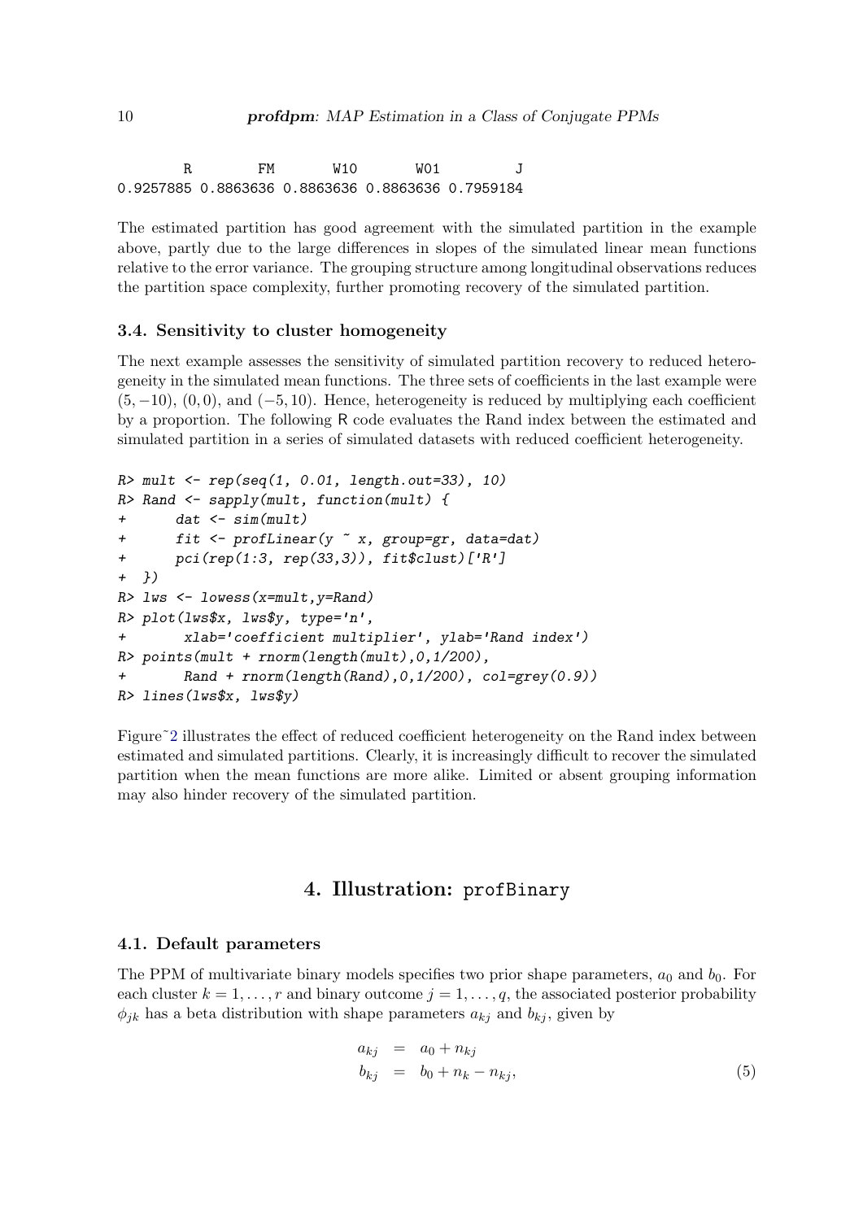```
         R        FM       W10       W01         J
0.9257885 0.8863636 0.8863636 0.8863636 0.7959184
```

The estimated partition has good agreement with the simulated partition in the example above, partly due to the large differences in slopes of the simulated linear mean functions relative to the error variance. The grouping structure among longitudinal observations reduces the partition space complexity, further promoting recovery of the simulated partition.

### 3.4. Sensitivity to cluster homogeneity

The next example assesses the sensitivity of simulated partition recovery to reduced heterogeneity in the simulated mean functions. The three sets of coefficients in the last example were $(5, -10)$, $(0, 0)$, and $(-5, 10)$. Hence, heterogeneity is reduced by multiplying each coefficient by a proportion. The following R code evaluates the Rand index between the estimated and simulated partition in a series of simulated datasets with reduced coefficient heterogeneity.

```
R> mult <- rep(seq(1, 0.01, length.out=33), 10)
R> Rand <- sapply(mult, function(mult) {
+      dat <- sim(mult)
+      fit <- profLinear(y ~ x, group=gr, data=dat)
+      pci(rep(1:3, rep(33,3)), fit$clust)['R']
+  })
R> lws <- lowess(x=mult,y=Rand)
R> plot(lws$x, lws$y, type='n',
+       xlab='coefficient multiplier', ylab='Rand index')
R> points(mult + rnorm(length(mult),0,1/200),
+       Rand + rnorm(length(Rand),0,1/200), col=grey(0.9))
R> lines(lws$x, lws$y)
```

Figure~2 illustrates the effect of reduced coefficient heterogeneity on the Rand index between estimated and simulated partitions. Clearly, it is increasingly difficult to recover the simulated partition when the mean functions are more alike. Limited or absent grouping information may also hinder recovery of the simulated partition.

## 4. Illustration: profBinary

### 4.1. Default parameters

The PPM of multivariate binary models specifies two prior shape parameters, $a_0$ and $b_0$. For each cluster $k = 1, \ldots, r$ and binary outcome $j = 1, \ldots, q$, the associated posterior probability $\phi_{jk}$ has a beta distribution with shape parameters $a_{kj}$ and $b_{kj}$, given by

$$
\begin{aligned}
a_{kj} &= a_0 + n_{kj} \\
b_{kj} &= b_0 + n_k - n_{kj},
\end{aligned} \tag{5}
$$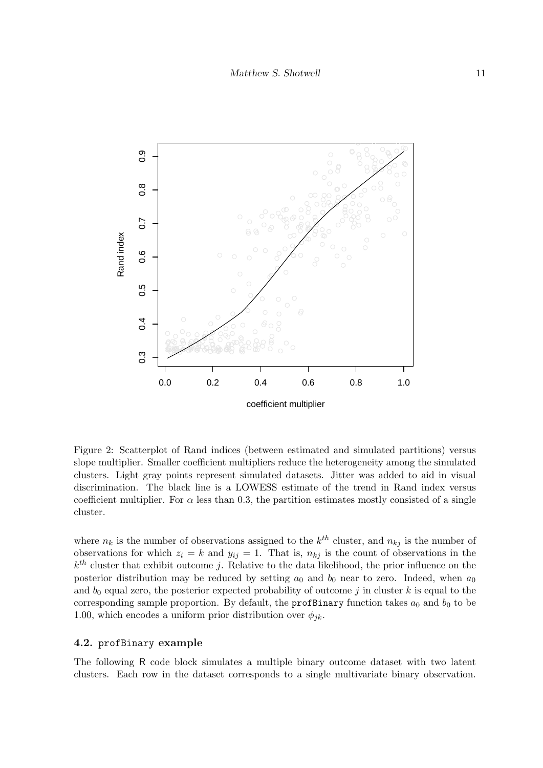Figure 2: Scatterplot of Rand indices (between estimated and simulated partitions) versus slope multiplier. Smaller coefficient multipliers reduce the heterogeneity among the simulated clusters. Light gray points represent simulated datasets. Jitter was added to aid in visual discrimination. The black line is a LOWESS estimate of the trend in Rand index versus coefficient multiplier. For $\alpha$ less than 0.3, the partition estimates mostly consisted of a single cluster.

where $n_k$ is the number of observations assigned to the $k^{th}$ cluster, and $n_{kj}$ is the number of observations for which $z_i = k$ and $y_{ij} = 1$. That is, $n_{kj}$ is the count of observations in the $k^{th}$ cluster that exhibit outcome $j$. Relative to the data likelihood, the prior influence on the posterior distribution may be reduced by setting $a_0$ and $b_0$ near to zero. Indeed, when $a_0$ and $b_0$ equal zero, the posterior expected probability of outcome $j$ in cluster $k$ is equal to the corresponding sample proportion. By default, the `profBinary` function takes $a_0$ and $b_0$ to be 1.00, which encodes a uniform prior distribution over $\phi_{jk}$.

### 4.2. `profBinary` example

The following R code block simulates a multiple binary outcome dataset with two latent clusters. Each row in the dataset corresponds to a single multivariate binary observation.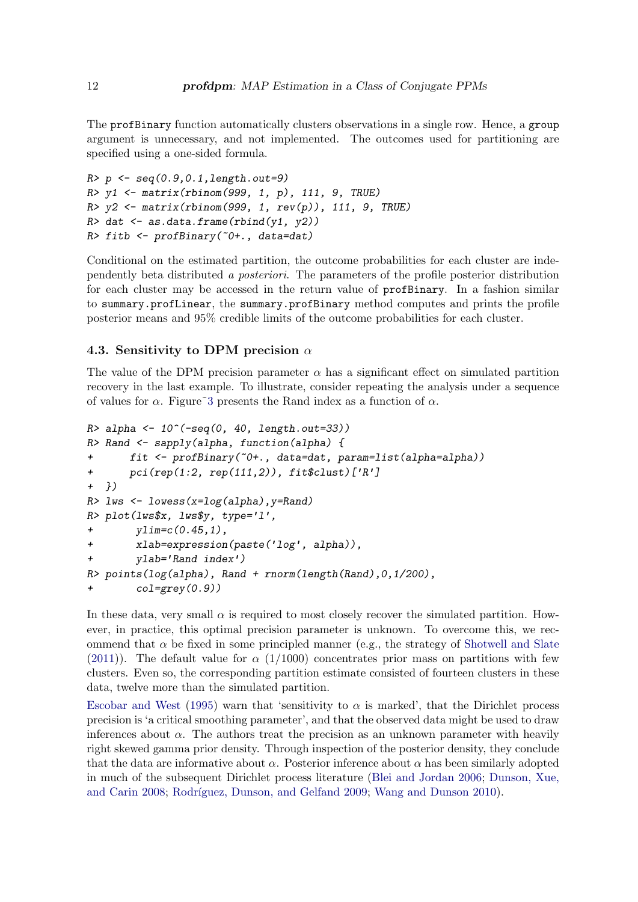The profBinary function automatically clusters observations in a single row. Hence, a group argument is unnecessary, and not implemented. The outcomes used for partitioning are specified using a one-sided formula.

```
R> p <- seq(0.9,0.1,length.out=9)
R> y1 <- matrix(rbinom(999, 1, p), 111, 9, TRUE)
R> y2 <- matrix(rbinom(999, 1, rev(p)), 111, 9, TRUE)
R> dat <- as.data.frame(rbind(y1, y2))
R> fitb <- profBinary(~0+., data=dat)
```

Conditional on the estimated partition, the outcome probabilities for each cluster are independently beta distributed *a posteriori*. The parameters of the profile posterior distribution for each cluster may be accessed in the return value of profBinary. In a fashion similar to summary.profLinear, the summary.profBinary method computes and prints the profile posterior means and 95% credible limits of the outcome probabilities for each cluster.

### 4.3. Sensitivity to DPM precision $\alpha$

The value of the DPM precision parameter $\alpha$ has a significant effect on simulated partition recovery in the last example. To illustrate, consider repeating the analysis under a sequence of values for $\alpha$. Figure~3 presents the Rand index as a function of $\alpha$.

```
R> alpha <- 10^(-seq(0, 40, length.out=33))
R> Rand <- sapply(alpha, function(alpha) {
+     fit <- profBinary(~0+., data=dat, param=list(alpha=alpha))
+     pci(rep(1:2, rep(111,2)), fit$clust)['R']
+ })
R> lws <- lowess(x=log(alpha),y=Rand)
R> plot(lws$x, lws$y, type='l',
+      ylim=c(0.45,1),
+      xlab=expression(paste('log', alpha)),
+      ylab='Rand index')
R> points(log(alpha), Rand + rnorm(length(Rand),0,1/200),
+      col=grey(0.9))
```

In these data, very small $\alpha$ is required to most closely recover the simulated partition. However, in practice, this optimal precision parameter is unknown. To overcome this, we recommend that $\alpha$ be fixed in some principled manner (e.g., the strategy of Shotwell and Slate (2011)). The default value for $\alpha$ (1/1000) concentrates prior mass on partitions with few clusters. Even so, the corresponding partition estimate consisted of fourteen clusters in these data, twelve more than the simulated partition.

Escobar and West (1995) warn that 'sensitivity to $\alpha$ is marked', that the Dirichlet process precision is 'a critical smoothing parameter', and that the observed data might be used to draw inferences about $\alpha$. The authors treat the precision as an unknown parameter with heavily right skewed gamma prior density. Through inspection of the posterior density, they conclude that the data are informative about $\alpha$. Posterior inference about $\alpha$ has been similarly adopted in much of the subsequent Dirichlet process literature (Blei and Jordan 2006; Dunson, Xue, and Carin 2008; Rodríguez, Dunson, and Gelfand 2009; Wang and Dunson 2010).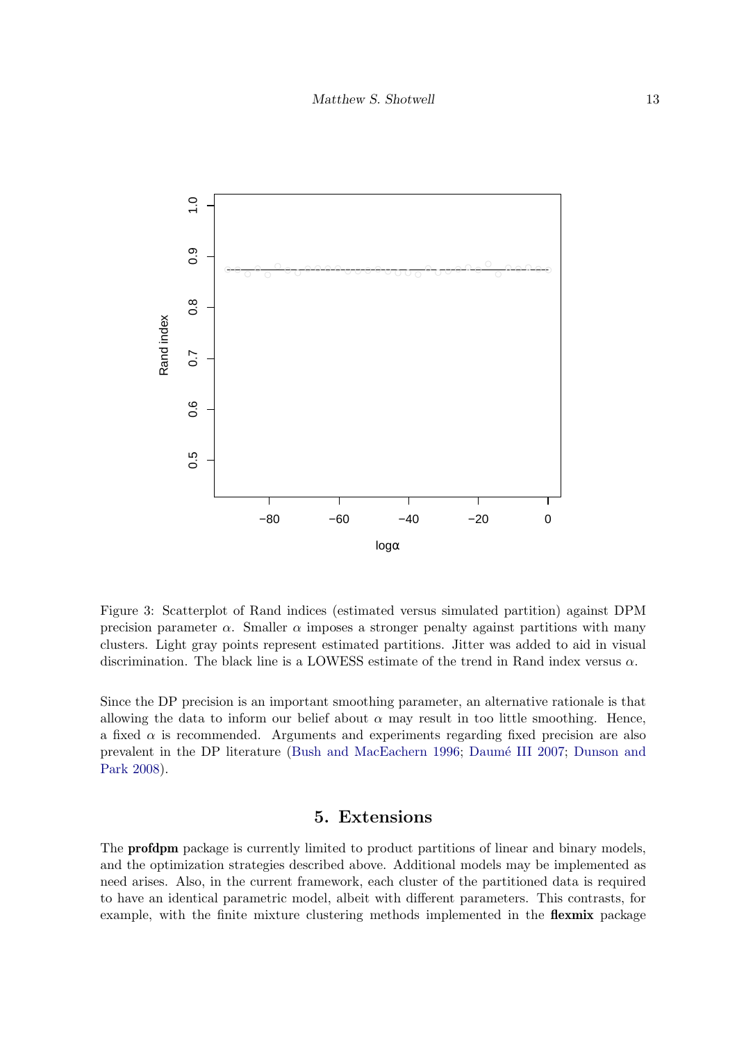Figure 3: Scatterplot of Rand indices (estimated versus simulated partition) against DPM precision parameter $\alpha$. Smaller $\alpha$ imposes a stronger penalty against partitions with many clusters. Light gray points represent estimated partitions. Jitter was added to aid in visual discrimination. The black line is a LOWESS estimate of the trend in Rand index versus $\alpha$.

Since the DP precision is an important smoothing parameter, an alternative rationale is that allowing the data to inform our belief about $\alpha$ may result in too little smoothing. Hence, a fixed $\alpha$ is recommended. Arguments and experiments regarding fixed precision are also prevalent in the DP literature (Bush and MacEachern 1996; Daumé III 2007; Dunson and Park 2008).

## 5. Extensions

The **profdpm** package is currently limited to product partitions of linear and binary models, and the optimization strategies described above. Additional models may be implemented as need arises. Also, in the current framework, each cluster of the partitioned data is required to have an identical parametric model, albeit with different parameters. This contrasts, for example, with the finite mixture clustering methods implemented in the **flexmix** package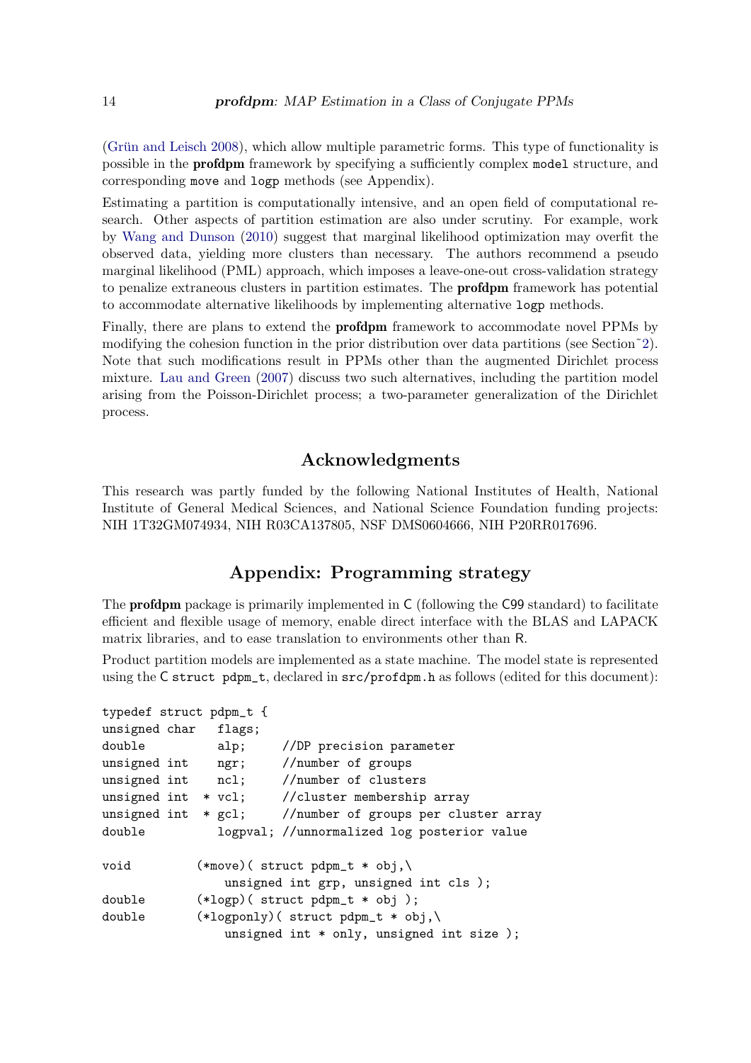(Grün and Leisch 2008), which allow multiple parametric forms. This type of functionality is possible in the **profdpm** framework by specifying a sufficiently complex `model` structure, and corresponding `move` and `logp` methods (see Appendix).

Estimating a partition is computationally intensive, and an open field of computational research. Other aspects of partition estimation are also under scrutiny. For example, work by Wang and Dunson (2010) suggest that marginal likelihood optimization may overfit the observed data, yielding more clusters than necessary. The authors recommend a pseudo marginal likelihood (PML) approach, which imposes a leave-one-out cross-validation strategy to penalize extraneous clusters in partition estimates. The **profdpm** framework has potential to accommodate alternative likelihoods by implementing alternative `logp` methods.

Finally, there are plans to extend the **profdpm** framework to accommodate novel PPMs by modifying the cohesion function in the prior distribution over data partitions (see Section~2). Note that such modifications result in PPMs other than the augmented Dirichlet process mixture. Lau and Green (2007) discuss two such alternatives, including the partition model arising from the Poisson-Dirichlet process; a two-parameter generalization of the Dirichlet process.

## Acknowledgments

This research was partly funded by the following National Institutes of Health, National Institute of General Medical Sciences, and National Science Foundation funding projects: NIH 1T32GM074934, NIH R03CA137805, NSF DMS0604666, NIH P20RR017696.

## Appendix: Programming strategy

The **profdpm** package is primarily implemented in C (following the C99 standard) to facilitate efficient and flexible usage of memory, enable direct interface with the BLAS and LAPACK matrix libraries, and to ease translation to environments other than R.

Product partition models are implemented as a state machine. The model state is represented using the C `struct pdpm_t`, declared in `src/profdpm.h` as follows (edited for this document):

```
typedef struct pdpm_t {
unsigned char   flags;
double          alp;     //DP precision parameter
unsigned int    ngr;     //number of groups
unsigned int    ncl;     //number of clusters
unsigned int  * vcl;     //cluster membership array
unsigned int  * gcl;     //number of groups per cluster array
double          logpval; //unnormalized log posterior value

void        (*move)( struct pdpm_t * obj,\
                unsigned int grp, unsigned int cls );
double      (*logp)( struct pdpm_t * obj );
double      (*logponly)( struct pdpm_t * obj,\
                unsigned int * only, unsigned int size );
```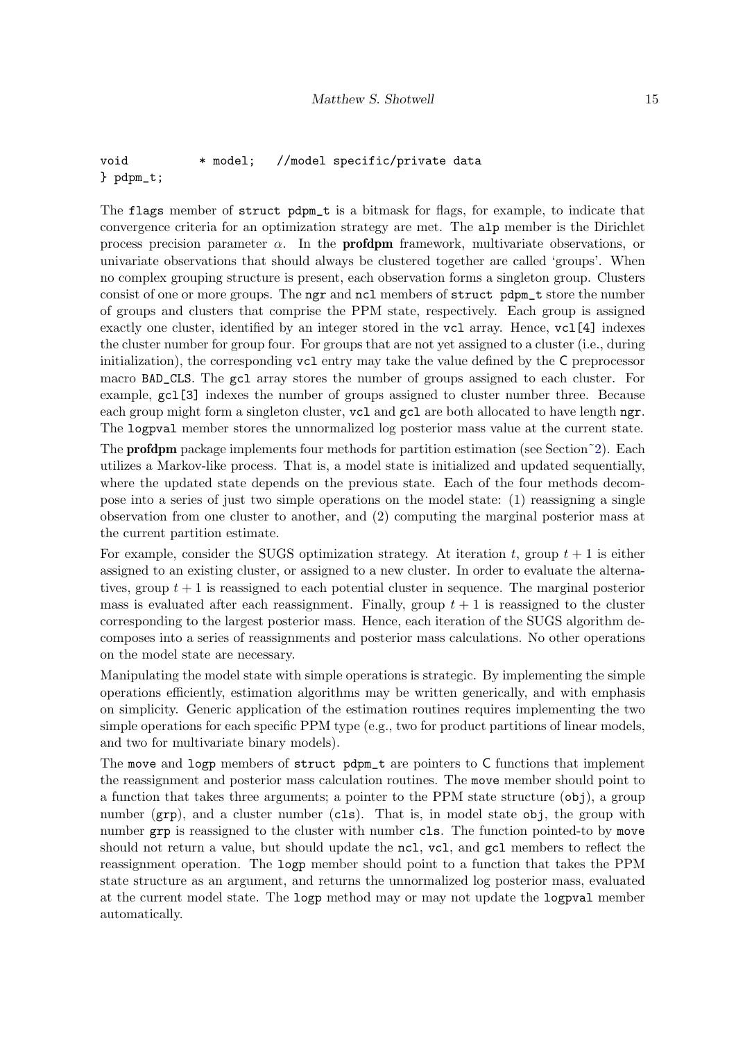```
void          * model;   //model specific/private data
} pdpm_t;
```

The flags member of struct pdpm_t is a bitmask for flags, for example, to indicate that convergence criteria for an optimization strategy are met. The alp member is the Dirichlet process precision parameter $\alpha$. In the **profdpm** framework, multivariate observations, or univariate observations that should always be clustered together are called 'groups'. When no complex grouping structure is present, each observation forms a singleton group. Clusters consist of one or more groups. The ngr and ncl members of struct pdpm_t store the number of groups and clusters that comprise the PPM state, respectively. Each group is assigned exactly one cluster, identified by an integer stored in the vcl array. Hence, vcl[4] indexes the cluster number for group four. For groups that are not yet assigned to a cluster (i.e., during initialization), the corresponding vcl entry may take the value defined by the C preprocessor macro BAD_CLS. The gcl array stores the number of groups assigned to each cluster. For example, gcl[3] indexes the number of groups assigned to cluster number three. Because each group might form a singleton cluster, vcl and gcl are both allocated to have length ngr. The logpval member stores the unnormalized log posterior mass value at the current state.

The **profdpm** package implements four methods for partition estimation (see Section~2). Each utilizes a Markov-like process. That is, a model state is initialized and updated sequentially, where the updated state depends on the previous state. Each of the four methods decompose into a series of just two simple operations on the model state: (1) reassigning a single observation from one cluster to another, and (2) computing the marginal posterior mass at the current partition estimate.

For example, consider the SUGS optimization strategy. At iteration $t$, group $t+1$ is either assigned to an existing cluster, or assigned to a new cluster. In order to evaluate the alternatives, group $t+1$ is reassigned to each potential cluster in sequence. The marginal posterior mass is evaluated after each reassignment. Finally, group $t+1$ is reassigned to the cluster corresponding to the largest posterior mass. Hence, each iteration of the SUGS algorithm decomposes into a series of reassignments and posterior mass calculations. No other operations on the model state are necessary.

Manipulating the model state with simple operations is strategic. By implementing the simple operations efficiently, estimation algorithms may be written generically, and with emphasis on simplicity. Generic application of the estimation routines requires implementing the two simple operations for each specific PPM type (e.g., two for product partitions of linear models, and two for multivariate binary models).

The move and logp members of struct pdpm_t are pointers to C functions that implement the reassignment and posterior mass calculation routines. The move member should point to a function that takes three arguments; a pointer to the PPM state structure (obj), a group number (grp), and a cluster number (cls). That is, in model state obj, the group with number grp is reassigned to the cluster with number cls. The function pointed-to by move should not return a value, but should update the ncl, vcl, and gcl members to reflect the reassignment operation. The logp member should point to a function that takes the PPM state structure as an argument, and returns the unnormalized log posterior mass, evaluated at the current model state. The logp method may or may not update the logpval member automatically.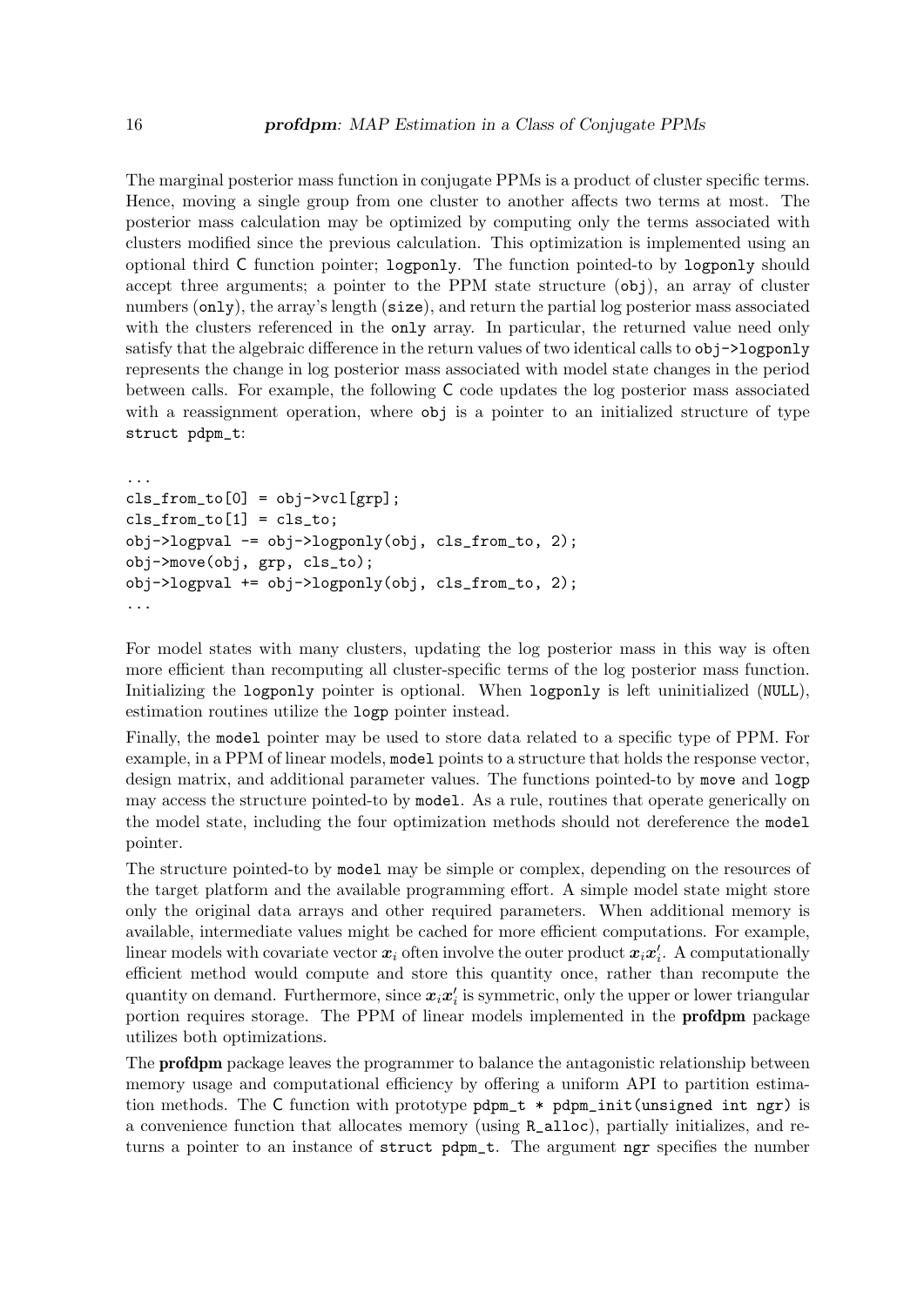The marginal posterior mass function in conjugate PPMs is a product of cluster specific terms. Hence, moving a single group from one cluster to another affects two terms at most. The posterior mass calculation may be optimized by computing only the terms associated with clusters modified since the previous calculation. This optimization is implemented using an optional third C function pointer; `logponly`. The function pointed-to by `logponly` should accept three arguments; a pointer to the PPM state structure (`obj`), an array of cluster numbers (`only`), the array's length (`size`), and return the partial log posterior mass associated with the clusters referenced in the `only` array. In particular, the returned value need only satisfy that the algebraic difference in the return values of two identical calls to `obj->logponly` represents the change in log posterior mass associated with model state changes in the period between calls. For example, the following C code updates the log posterior mass associated with a reassignment operation, where `obj` is a pointer to an initialized structure of type `struct pdpm_t`:

```
...
cls_from_to[0] = obj->vcl[grp];
cls_from_to[1] = cls_to;
obj->logpval -= obj->logponly(obj, cls_from_to, 2);
obj->move(obj, grp, cls_to);
obj->logpval += obj->logponly(obj, cls_from_to, 2);
...
```

For model states with many clusters, updating the log posterior mass in this way is often more efficient than recomputing all cluster-specific terms of the log posterior mass function. Initializing the `logponly` pointer is optional. When `logponly` is left uninitialized (`NULL`), estimation routines utilize the `logp` pointer instead.

Finally, the `model` pointer may be used to store data related to a specific type of PPM. For example, in a PPM of linear models, `model` points to a structure that holds the response vector, design matrix, and additional parameter values. The functions pointed-to by `move` and `logp` may access the structure pointed-to by `model`. As a rule, routines that operate generically on the model state, including the four optimization methods should not dereference the `model` pointer.

The structure pointed-to by `model` may be simple or complex, depending on the resources of the target platform and the available programming effort. A simple model state might store only the original data arrays and other required parameters. When additional memory is available, intermediate values might be cached for more efficient computations. For example, linear models with covariate vector $\boldsymbol{x}_i$ often involve the outer product $\boldsymbol{x}_i\boldsymbol{x}_i'$. A computationally efficient method would compute and store this quantity once, rather than recompute the quantity on demand. Furthermore, since $\boldsymbol{x}_i\boldsymbol{x}_i'$ is symmetric, only the upper or lower triangular portion requires storage. The PPM of linear models implemented in the **profdpm** package utilizes both optimizations.

The **profdpm** package leaves the programmer to balance the antagonistic relationship between memory usage and computational efficiency by offering a uniform API to partition estimation methods. The C function with prototype `pdpm_t * pdpm_init(unsigned int ngr)` is a convenience function that allocates memory (using `R_alloc`), partially initializes, and returns a pointer to an instance of `struct pdpm_t`. The argument `ngr` specifies the number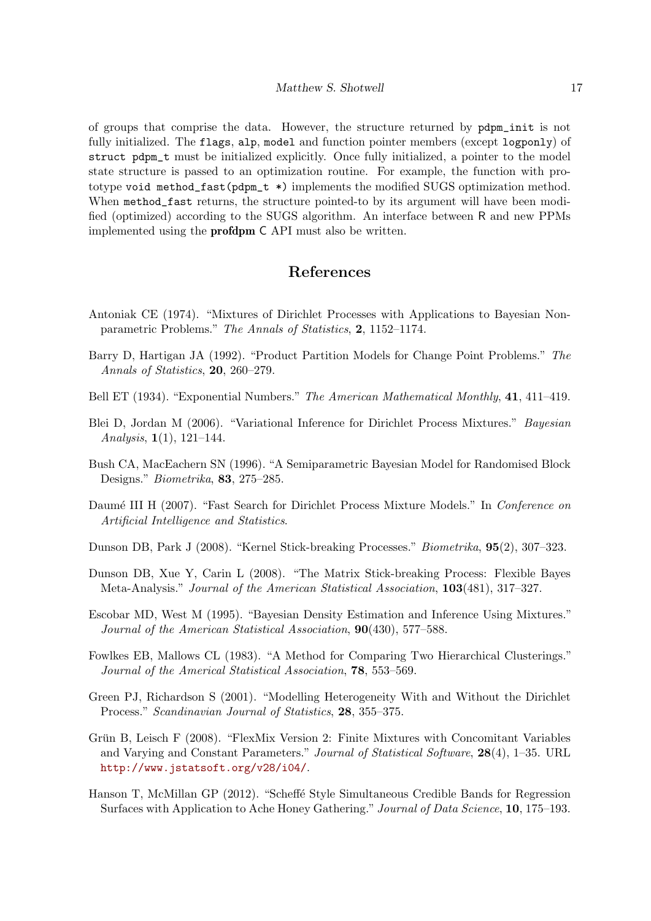of groups that comprise the data. However, the structure returned by `pdpm_init` is not fully initialized. The `flags`, `alp`, `model` and function pointer members (except `logponly`) of `struct pdpm_t` must be initialized explicitly. Once fully initialized, a pointer to the model state structure is passed to an optimization routine. For example, the function with prototype `void method_fast(pdpm_t *)` implements the modified SUGS optimization method. When `method_fast` returns, the structure pointed-to by its argument will have been modified (optimized) according to the SUGS algorithm. An interface between R and new PPMs implemented using the **profdpm** C API must also be written.

## References

Antoniak CE (1974). "Mixtures of Dirichlet Processes with Applications to Bayesian Nonparametric Problems." *The Annals of Statistics*, **2**, 1152–1174.

Barry D, Hartigan JA (1992). "Product Partition Models for Change Point Problems." *The Annals of Statistics*, **20**, 260–279.

Bell ET (1934). "Exponential Numbers." *The American Mathematical Monthly*, **41**, 411–419.

Blei D, Jordan M (2006). "Variational Inference for Dirichlet Process Mixtures." *Bayesian Analysis*, **1**(1), 121–144.

Bush CA, MacEachern SN (1996). "A Semiparametric Bayesian Model for Randomised Block Designs." *Biometrika*, **83**, 275–285.

Daumé III H (2007). "Fast Search for Dirichlet Process Mixture Models." In *Conference on Artificial Intelligence and Statistics*.

Dunson DB, Park J (2008). "Kernel Stick-breaking Processes." *Biometrika*, **95**(2), 307–323.

Dunson DB, Xue Y, Carin L (2008). "The Matrix Stick-breaking Process: Flexible Bayes Meta-Analysis." *Journal of the American Statistical Association*, **103**(481), 317–327.

Escobar MD, West M (1995). "Bayesian Density Estimation and Inference Using Mixtures." *Journal of the American Statistical Association*, **90**(430), 577–588.

Fowlkes EB, Mallows CL (1983). "A Method for Comparing Two Hierarchical Clusterings." *Journal of the Americal Statistical Association*, **78**, 553–569.

Green PJ, Richardson S (2001). "Modelling Heterogeneity With and Without the Dirichlet Process." *Scandinavian Journal of Statistics*, **28**, 355–375.

Grün B, Leisch F (2008). "FlexMix Version 2: Finite Mixtures with Concomitant Variables and Varying and Constant Parameters." *Journal of Statistical Software*, **28**(4), 1–35. URL http://www.jstatsoft.org/v28/i04/.

Hanson T, McMillan GP (2012). "Scheffé Style Simultaneous Credible Bands for Regression Surfaces with Application to Ache Honey Gathering." *Journal of Data Science*, **10**, 175–193.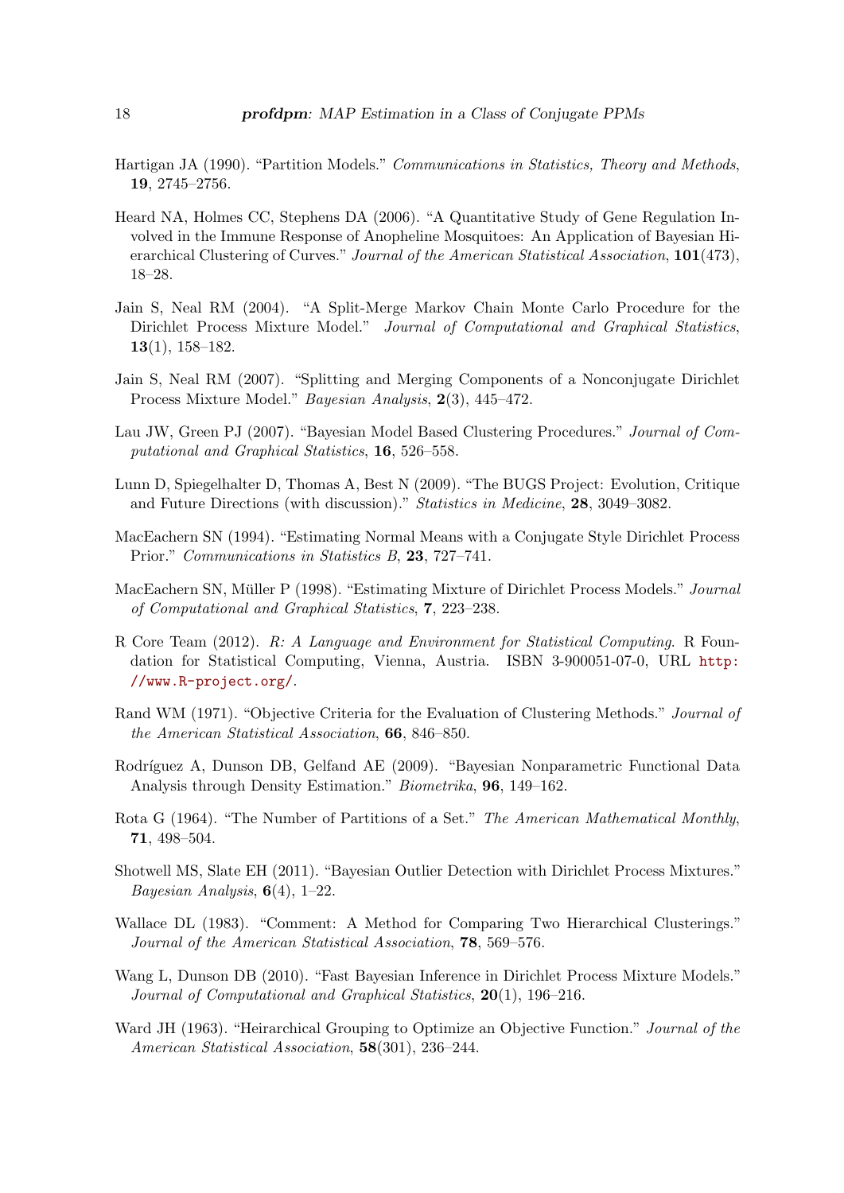Hartigan JA (1990). "Partition Models." *Communications in Statistics, Theory and Methods*, **19**, 2745–2756.

Heard NA, Holmes CC, Stephens DA (2006). "A Quantitative Study of Gene Regulation Involved in the Immune Response of Anopheline Mosquitoes: An Application of Bayesian Hierarchical Clustering of Curves." *Journal of the American Statistical Association*, **101**(473), 18–28.

Jain S, Neal RM (2004). "A Split-Merge Markov Chain Monte Carlo Procedure for the Dirichlet Process Mixture Model." *Journal of Computational and Graphical Statistics*, **13**(1), 158–182.

Jain S, Neal RM (2007). "Splitting and Merging Components of a Nonconjugate Dirichlet Process Mixture Model." *Bayesian Analysis*, **2**(3), 445–472.

Lau JW, Green PJ (2007). "Bayesian Model Based Clustering Procedures." *Journal of Computational and Graphical Statistics*, **16**, 526–558.

Lunn D, Spiegelhalter D, Thomas A, Best N (2009). "The BUGS Project: Evolution, Critique and Future Directions (with discussion)." *Statistics in Medicine*, **28**, 3049–3082.

MacEachern SN (1994). "Estimating Normal Means with a Conjugate Style Dirichlet Process Prior." *Communications in Statistics B*, **23**, 727–741.

MacEachern SN, Müller P (1998). "Estimating Mixture of Dirichlet Process Models." *Journal of Computational and Graphical Statistics*, **7**, 223–238.

R Core Team (2012). *R: A Language and Environment for Statistical Computing*. R Foundation for Statistical Computing, Vienna, Austria. ISBN 3-900051-07-0, URL http://www.R-project.org/.

Rand WM (1971). "Objective Criteria for the Evaluation of Clustering Methods." *Journal of the American Statistical Association*, **66**, 846–850.

Rodríguez A, Dunson DB, Gelfand AE (2009). "Bayesian Nonparametric Functional Data Analysis through Density Estimation." *Biometrika*, **96**, 149–162.

Rota G (1964). "The Number of Partitions of a Set." *The American Mathematical Monthly*, **71**, 498–504.

Shotwell MS, Slate EH (2011). "Bayesian Outlier Detection with Dirichlet Process Mixtures." *Bayesian Analysis*, **6**(4), 1–22.

Wallace DL (1983). "Comment: A Method for Comparing Two Hierarchical Clusterings." *Journal of the American Statistical Association*, **78**, 569–576.

Wang L, Dunson DB (2010). "Fast Bayesian Inference in Dirichlet Process Mixture Models." *Journal of Computational and Graphical Statistics*, **20**(1), 196–216.

Ward JH (1963). "Heirarchical Grouping to Optimize an Objective Function." *Journal of the American Statistical Association*, **58**(301), 236–244.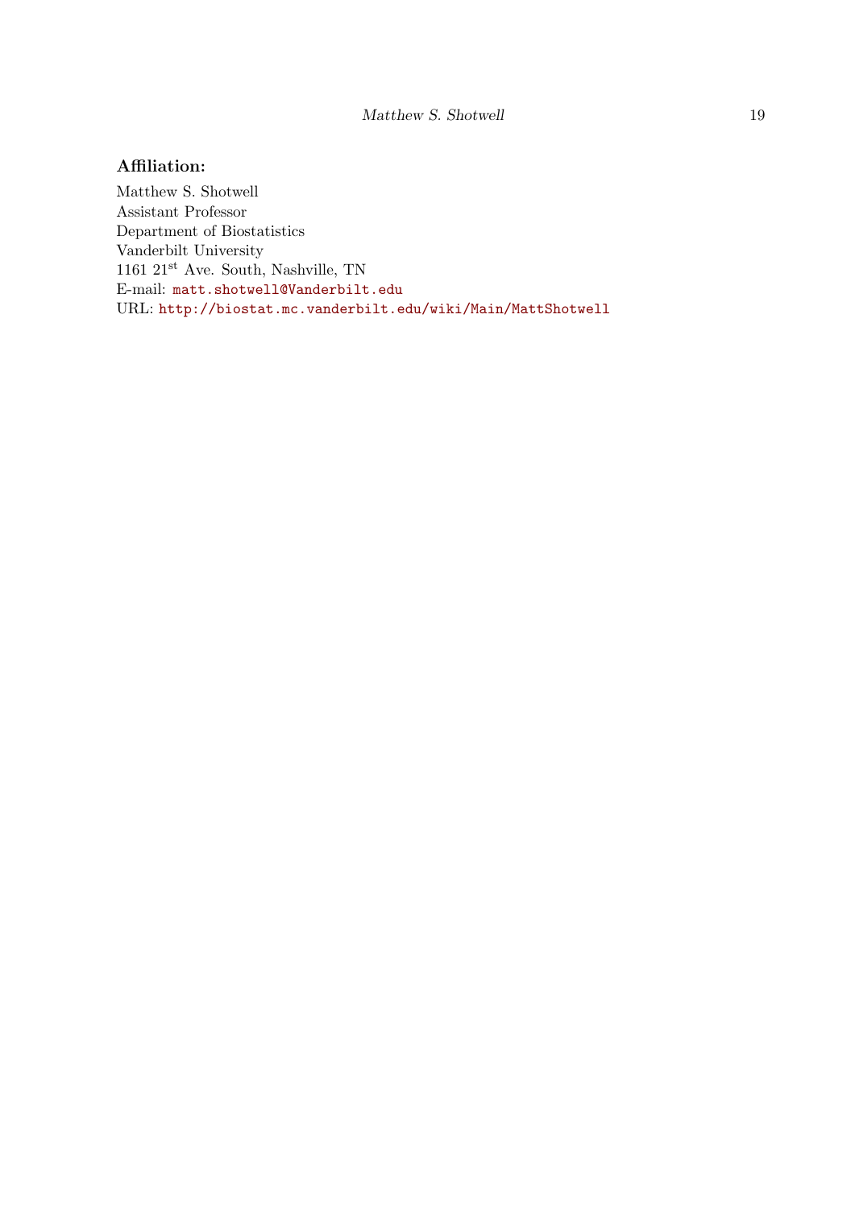**Affiliation:**

Matthew S. Shotwell
Assistant Professor
Department of Biostatistics
Vanderbilt University
1161 21st Ave. South, Nashville, TN
E-mail: matt.shotwell@Vanderbilt.edu
URL: http://biostat.mc.vanderbilt.edu/wiki/Main/MattShotwell